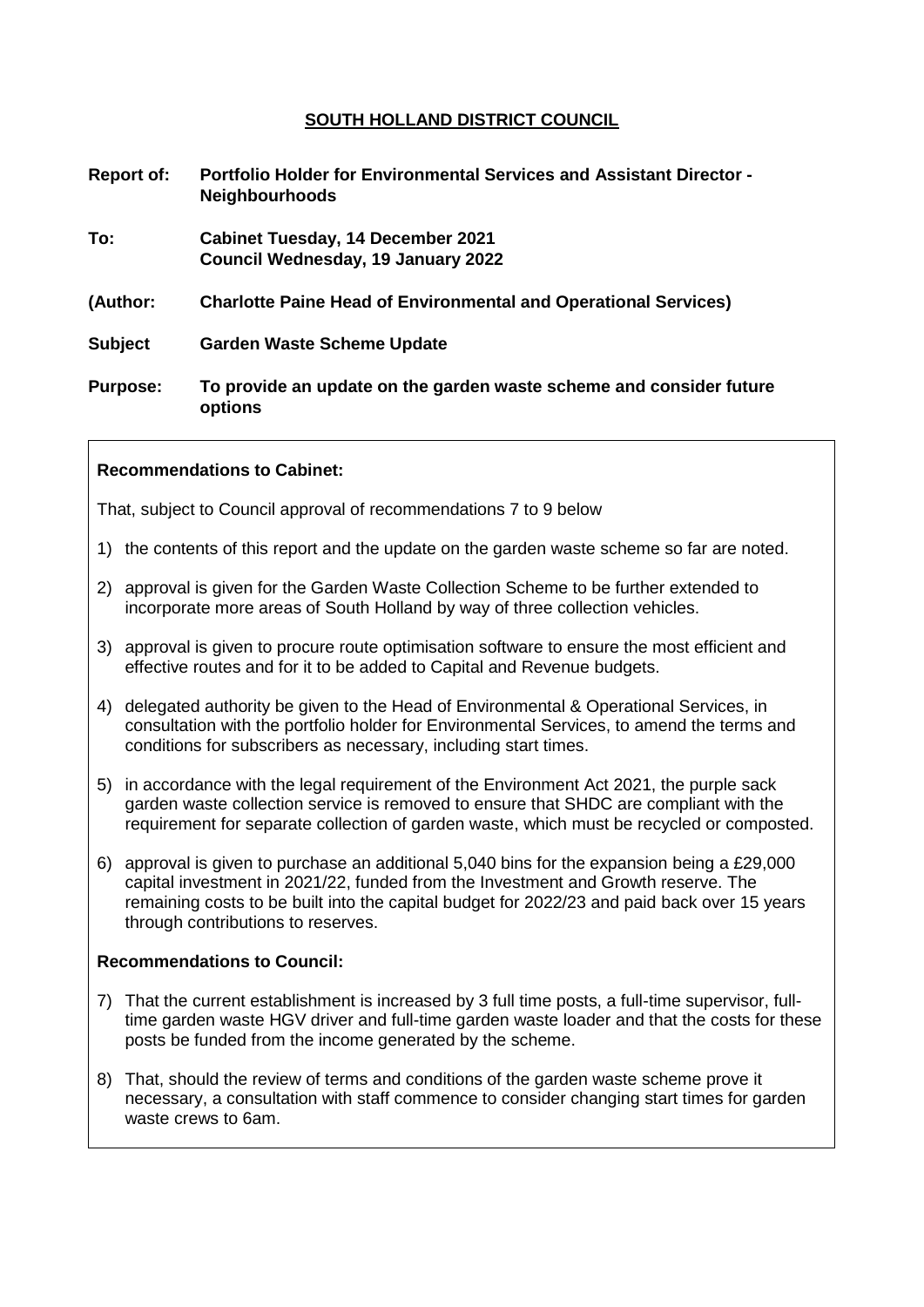# **SOUTH HOLLAND DISTRICT COUNCIL**

**Report of:** **Portfolio Holder for Environmental Services and Assistant Director - Neighbourhoods**

**To:** **Cabinet Tuesday, 14 December 2021**
**Council Wednesday, 19 January 2022**

**(Author:** **Charlotte Paine Head of Environmental and Operational Services)**

**Subject** **Garden Waste Scheme Update**

**Purpose:** **To provide an update on the garden waste scheme and consider future options**

**Recommendations to Cabinet:**

That, subject to Council approval of recommendations 7 to 9 below

1) the contents of this report and the update on the garden waste scheme so far are noted.
2) approval is given for the Garden Waste Collection Scheme to be further extended to incorporate more areas of South Holland by way of three collection vehicles.
3) approval is given to procure route optimisation software to ensure the most efficient and effective routes and for it to be added to Capital and Revenue budgets.
4) delegated authority be given to the Head of Environmental & Operational Services, in consultation with the portfolio holder for Environmental Services, to amend the terms and conditions for subscribers as necessary, including start times.
5) in accordance with the legal requirement of the Environment Act 2021, the purple sack garden waste collection service is removed to ensure that SHDC are compliant with the requirement for separate collection of garden waste, which must be recycled or composted.
6) approval is given to purchase an additional 5,040 bins for the expansion being a £29,000 capital investment in 2021/22, funded from the Investment and Growth reserve. The remaining costs to be built into the capital budget for 2022/23 and paid back over 15 years through contributions to reserves.

**Recommendations to Council:**

7) That the current establishment is increased by 3 full time posts, a full-time supervisor, full-time garden waste HGV driver and full-time garden waste loader and that the costs for these posts be funded from the income generated by the scheme.
8) That, should the review of terms and conditions of the garden waste scheme prove it necessary, a consultation with staff commence to consider changing start times for garden waste crews to 6am.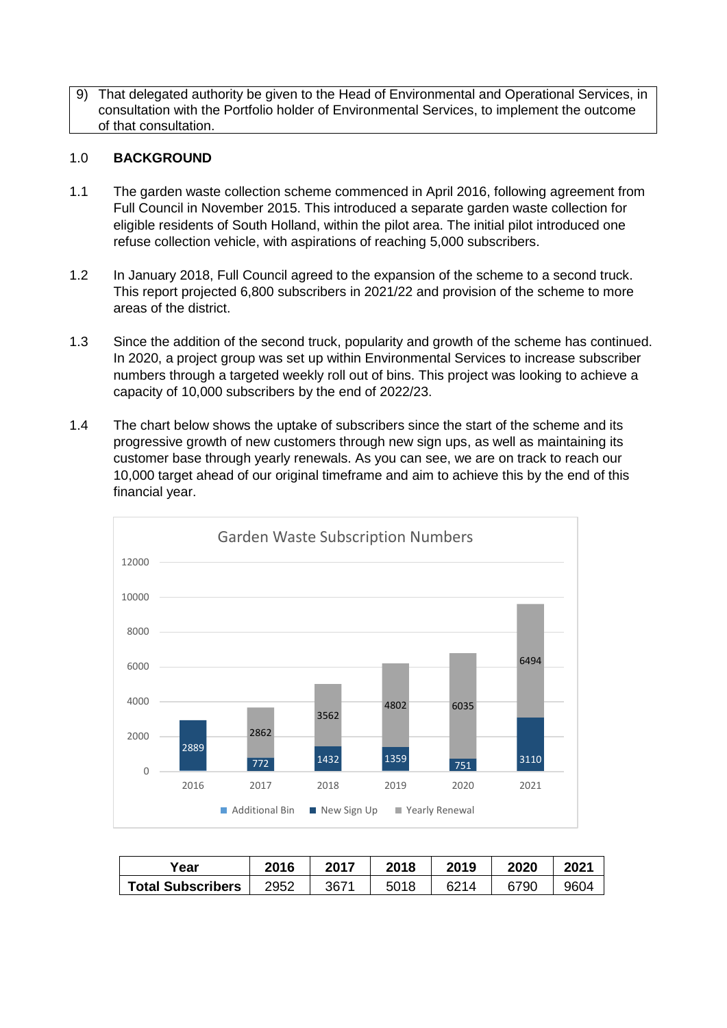| 9) | That delegated authority be given to the Head of Environmental and Operational Services, in consultation with the Portfolio holder of Environmental Services, to implement the outcome of that consultation. |
|---|---|

## 1.0 BACKGROUND

1.1 The garden waste collection scheme commenced in April 2016, following agreement from Full Council in November 2015. This introduced a separate garden waste collection for eligible residents of South Holland, within the pilot area. The initial pilot introduced one refuse collection vehicle, with aspirations of reaching 5,000 subscribers.

1.2 In January 2018, Full Council agreed to the expansion of the scheme to a second truck. This report projected 6,800 subscribers in 2021/22 and provision of the scheme to more areas of the district.

1.3 Since the addition of the second truck, popularity and growth of the scheme has continued. In 2020, a project group was set up within Environmental Services to increase subscriber numbers through a targeted weekly roll out of bins. This project was looking to achieve a capacity of 10,000 subscribers by the end of 2022/23.

1.4 The chart below shows the uptake of subscribers since the start of the scheme and its progressive growth of new customers through new sign ups, as well as maintaining its customer base through yearly renewals. As you can see, we are on track to reach our 10,000 target ahead of our original timeframe and aim to achieve this by the end of this financial year.

**Garden Waste Subscription Numbers**

| Year | New Sign Up | Yearly Renewal |
|---|---|---|
| 2016 | 2889 | |
| 2017 | 772 | 2862 |
| 2018 | 1432 | 3562 |
| 2019 | 1359 | 4802 |
| 2020 | 751 | 6035 |
| 2021 | 3110 | 6494 |

Legend: Additional Bin, New Sign Up, Yearly Renewal

| Year | 2016 | 2017 | 2018 | 2019 | 2020 | 2021 |
|---|---|---|---|---|---|---|
| Total Subscribers | 2952 | 3671 | 5018 | 6214 | 6790 | 9604 |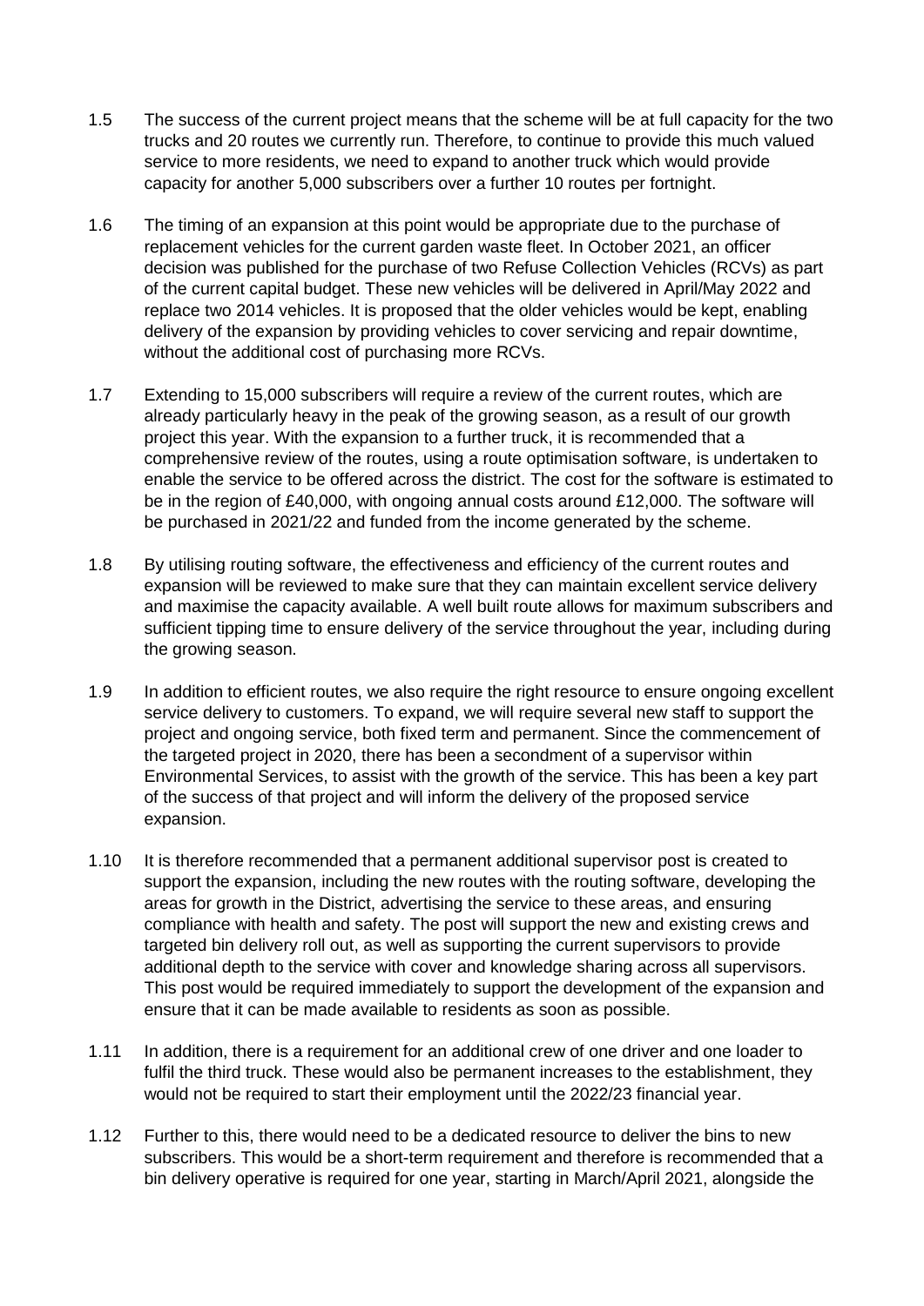1.5 The success of the current project means that the scheme will be at full capacity for the two trucks and 20 routes we currently run. Therefore, to continue to provide this much valued service to more residents, we need to expand to another truck which would provide capacity for another 5,000 subscribers over a further 10 routes per fortnight.

1.6 The timing of an expansion at this point would be appropriate due to the purchase of replacement vehicles for the current garden waste fleet. In October 2021, an officer decision was published for the purchase of two Refuse Collection Vehicles (RCVs) as part of the current capital budget. These new vehicles will be delivered in April/May 2022 and replace two 2014 vehicles. It is proposed that the older vehicles would be kept, enabling delivery of the expansion by providing vehicles to cover servicing and repair downtime, without the additional cost of purchasing more RCVs.

1.7 Extending to 15,000 subscribers will require a review of the current routes, which are already particularly heavy in the peak of the growing season, as a result of our growth project this year. With the expansion to a further truck, it is recommended that a comprehensive review of the routes, using a route optimisation software, is undertaken to enable the service to be offered across the district. The cost for the software is estimated to be in the region of £40,000, with ongoing annual costs around £12,000. The software will be purchased in 2021/22 and funded from the income generated by the scheme.

1.8 By utilising routing software, the effectiveness and efficiency of the current routes and expansion will be reviewed to make sure that they can maintain excellent service delivery and maximise the capacity available. A well built route allows for maximum subscribers and sufficient tipping time to ensure delivery of the service throughout the year, including during the growing season.

1.9 In addition to efficient routes, we also require the right resource to ensure ongoing excellent service delivery to customers. To expand, we will require several new staff to support the project and ongoing service, both fixed term and permanent. Since the commencement of the targeted project in 2020, there has been a secondment of a supervisor within Environmental Services, to assist with the growth of the service. This has been a key part of the success of that project and will inform the delivery of the proposed service expansion.

1.10 It is therefore recommended that a permanent additional supervisor post is created to support the expansion, including the new routes with the routing software, developing the areas for growth in the District, advertising the service to these areas, and ensuring compliance with health and safety. The post will support the new and existing crews and targeted bin delivery roll out, as well as supporting the current supervisors to provide additional depth to the service with cover and knowledge sharing across all supervisors. This post would be required immediately to support the development of the expansion and ensure that it can be made available to residents as soon as possible.

1.11 In addition, there is a requirement for an additional crew of one driver and one loader to fulfil the third truck. These would also be permanent increases to the establishment, they would not be required to start their employment until the 2022/23 financial year.

1.12 Further to this, there would need to be a dedicated resource to deliver the bins to new subscribers. This would be a short-term requirement and therefore is recommended that a bin delivery operative is required for one year, starting in March/April 2021, alongside the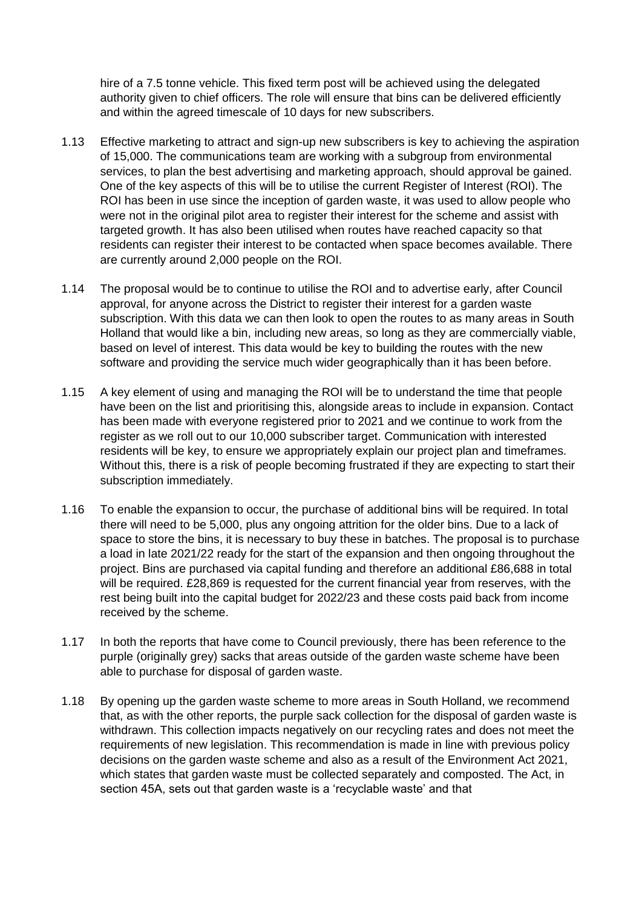hire of a 7.5 tonne vehicle. This fixed term post will be achieved using the delegated authority given to chief officers. The role will ensure that bins can be delivered efficiently and within the agreed timescale of 10 days for new subscribers.

1.13 Effective marketing to attract and sign-up new subscribers is key to achieving the aspiration of 15,000. The communications team are working with a subgroup from environmental services, to plan the best advertising and marketing approach, should approval be gained. One of the key aspects of this will be to utilise the current Register of Interest (ROI). The ROI has been in use since the inception of garden waste, it was used to allow people who were not in the original pilot area to register their interest for the scheme and assist with targeted growth. It has also been utilised when routes have reached capacity so that residents can register their interest to be contacted when space becomes available. There are currently around 2,000 people on the ROI.

1.14 The proposal would be to continue to utilise the ROI and to advertise early, after Council approval, for anyone across the District to register their interest for a garden waste subscription. With this data we can then look to open the routes to as many areas in South Holland that would like a bin, including new areas, so long as they are commercially viable, based on level of interest. This data would be key to building the routes with the new software and providing the service much wider geographically than it has been before.

1.15 A key element of using and managing the ROI will be to understand the time that people have been on the list and prioritising this, alongside areas to include in expansion. Contact has been made with everyone registered prior to 2021 and we continue to work from the register as we roll out to our 10,000 subscriber target. Communication with interested residents will be key, to ensure we appropriately explain our project plan and timeframes. Without this, there is a risk of people becoming frustrated if they are expecting to start their subscription immediately.

1.16 To enable the expansion to occur, the purchase of additional bins will be required. In total there will need to be 5,000, plus any ongoing attrition for the older bins. Due to a lack of space to store the bins, it is necessary to buy these in batches. The proposal is to purchase a load in late 2021/22 ready for the start of the expansion and then ongoing throughout the project. Bins are purchased via capital funding and therefore an additional £86,688 in total will be required. £28,869 is requested for the current financial year from reserves, with the rest being built into the capital budget for 2022/23 and these costs paid back from income received by the scheme.

1.17 In both the reports that have come to Council previously, there has been reference to the purple (originally grey) sacks that areas outside of the garden waste scheme have been able to purchase for disposal of garden waste.

1.18 By opening up the garden waste scheme to more areas in South Holland, we recommend that, as with the other reports, the purple sack collection for the disposal of garden waste is withdrawn. This collection impacts negatively on our recycling rates and does not meet the requirements of new legislation. This recommendation is made in line with previous policy decisions on the garden waste scheme and also as a result of the Environment Act 2021, which states that garden waste must be collected separately and composted. The Act, in section 45A, sets out that garden waste is a 'recyclable waste' and that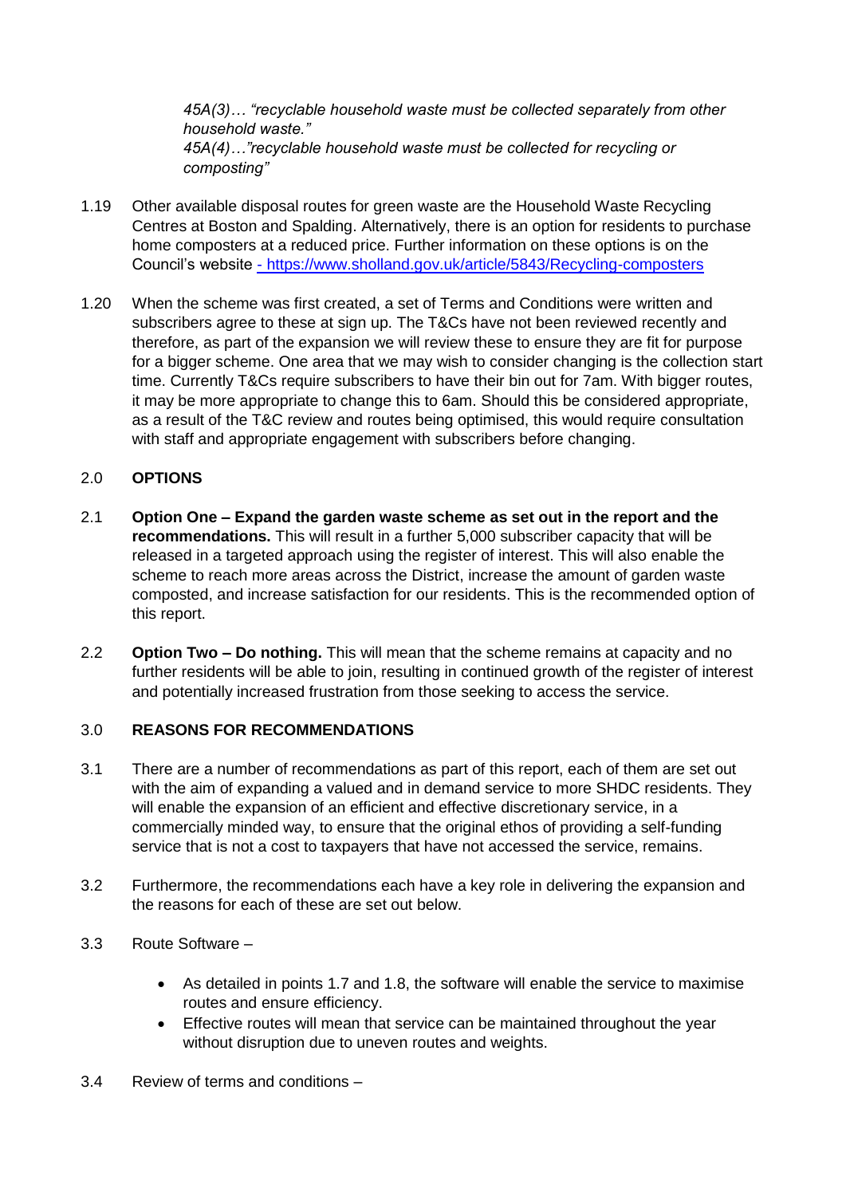*45A(3)… "recyclable household waste must be collected separately from other household waste."*
*45A(4)…"recyclable household waste must be collected for recycling or composting"*

1.19 Other available disposal routes for green waste are the Household Waste Recycling Centres at Boston and Spalding. Alternatively, there is an option for residents to purchase home composters at a reduced price. Further information on these options is on the Council's website - https://www.sholland.gov.uk/article/5843/Recycling-composters

1.20 When the scheme was first created, a set of Terms and Conditions were written and subscribers agree to these at sign up. The T&Cs have not been reviewed recently and therefore, as part of the expansion we will review these to ensure they are fit for purpose for a bigger scheme. One area that we may wish to consider changing is the collection start time. Currently T&Cs require subscribers to have their bin out for 7am. With bigger routes, it may be more appropriate to change this to 6am. Should this be considered appropriate, as a result of the T&C review and routes being optimised, this would require consultation with staff and appropriate engagement with subscribers before changing.

## 2.0 OPTIONS

2.1 **Option One – Expand the garden waste scheme as set out in the report and the recommendations.** This will result in a further 5,000 subscriber capacity that will be released in a targeted approach using the register of interest. This will also enable the scheme to reach more areas across the District, increase the amount of garden waste composted, and increase satisfaction for our residents. This is the recommended option of this report.

2.2 **Option Two – Do nothing.** This will mean that the scheme remains at capacity and no further residents will be able to join, resulting in continued growth of the register of interest and potentially increased frustration from those seeking to access the service.

## 3.0 REASONS FOR RECOMMENDATIONS

3.1 There are a number of recommendations as part of this report, each of them are set out with the aim of expanding a valued and in demand service to more SHDC residents. They will enable the expansion of an efficient and effective discretionary service, in a commercially minded way, to ensure that the original ethos of providing a self-funding service that is not a cost to taxpayers that have not accessed the service, remains.

3.2 Furthermore, the recommendations each have a key role in delivering the expansion and the reasons for each of these are set out below.

3.3 Route Software –

- As detailed in points 1.7 and 1.8, the software will enable the service to maximise routes and ensure efficiency.
- Effective routes will mean that service can be maintained throughout the year without disruption due to uneven routes and weights.

3.4 Review of terms and conditions –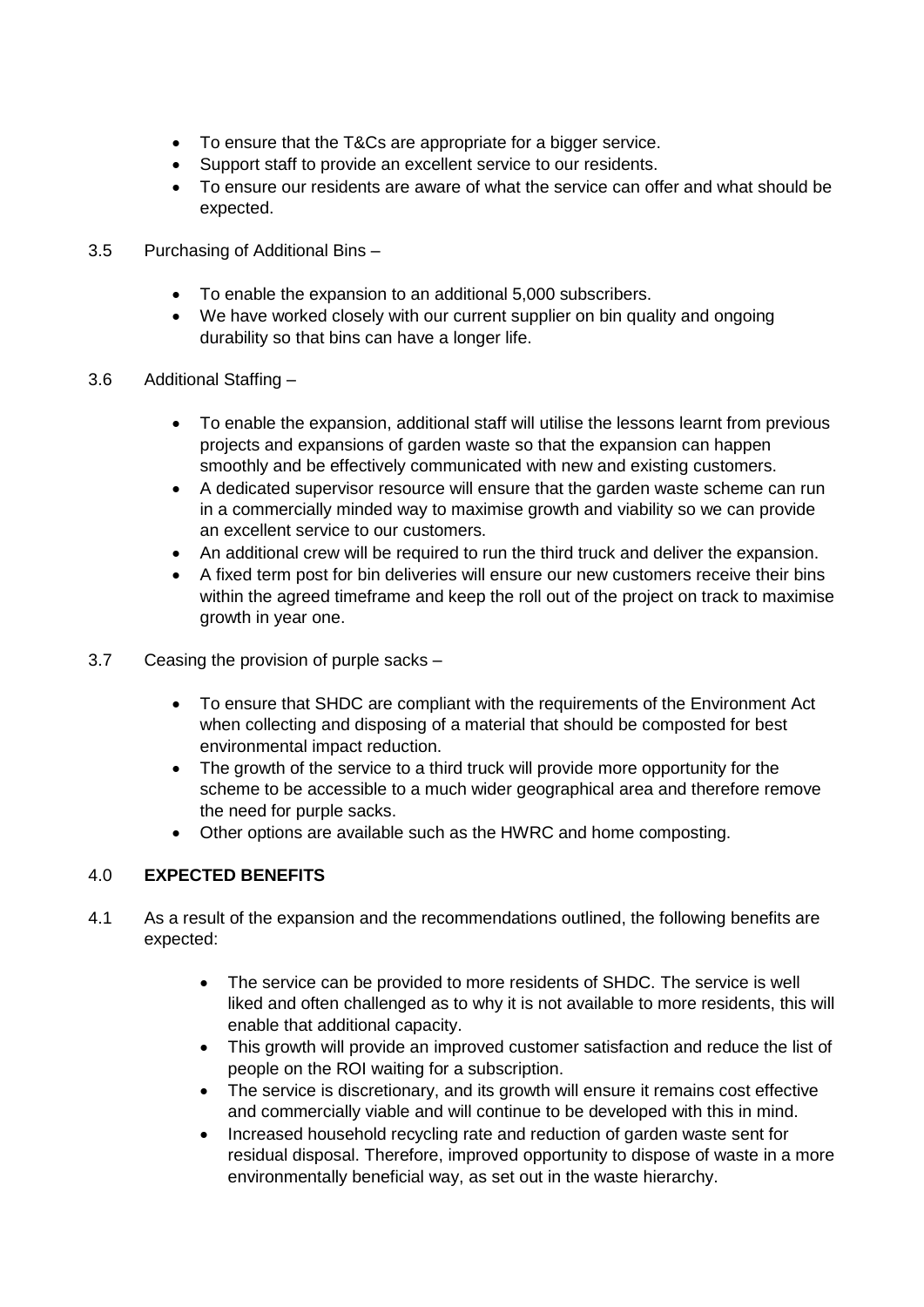- To ensure that the T&Cs are appropriate for a bigger service.
- Support staff to provide an excellent service to our residents.
- To ensure our residents are aware of what the service can offer and what should be expected.

3.5 Purchasing of Additional Bins –

- To enable the expansion to an additional 5,000 subscribers.
- We have worked closely with our current supplier on bin quality and ongoing durability so that bins can have a longer life.

3.6 Additional Staffing –

- To enable the expansion, additional staff will utilise the lessons learnt from previous projects and expansions of garden waste so that the expansion can happen smoothly and be effectively communicated with new and existing customers.
- A dedicated supervisor resource will ensure that the garden waste scheme can run in a commercially minded way to maximise growth and viability so we can provide an excellent service to our customers.
- An additional crew will be required to run the third truck and deliver the expansion.
- A fixed term post for bin deliveries will ensure our new customers receive their bins within the agreed timeframe and keep the roll out of the project on track to maximise growth in year one.

3.7 Ceasing the provision of purple sacks –

- To ensure that SHDC are compliant with the requirements of the Environment Act when collecting and disposing of a material that should be composted for best environmental impact reduction.
- The growth of the service to a third truck will provide more opportunity for the scheme to be accessible to a much wider geographical area and therefore remove the need for purple sacks.
- Other options are available such as the HWRC and home composting.

## 4.0 EXPECTED BENEFITS

4.1 As a result of the expansion and the recommendations outlined, the following benefits are expected:

- The service can be provided to more residents of SHDC. The service is well liked and often challenged as to why it is not available to more residents, this will enable that additional capacity.
- This growth will provide an improved customer satisfaction and reduce the list of people on the ROI waiting for a subscription.
- The service is discretionary, and its growth will ensure it remains cost effective and commercially viable and will continue to be developed with this in mind.
- Increased household recycling rate and reduction of garden waste sent for residual disposal. Therefore, improved opportunity to dispose of waste in a more environmentally beneficial way, as set out in the waste hierarchy.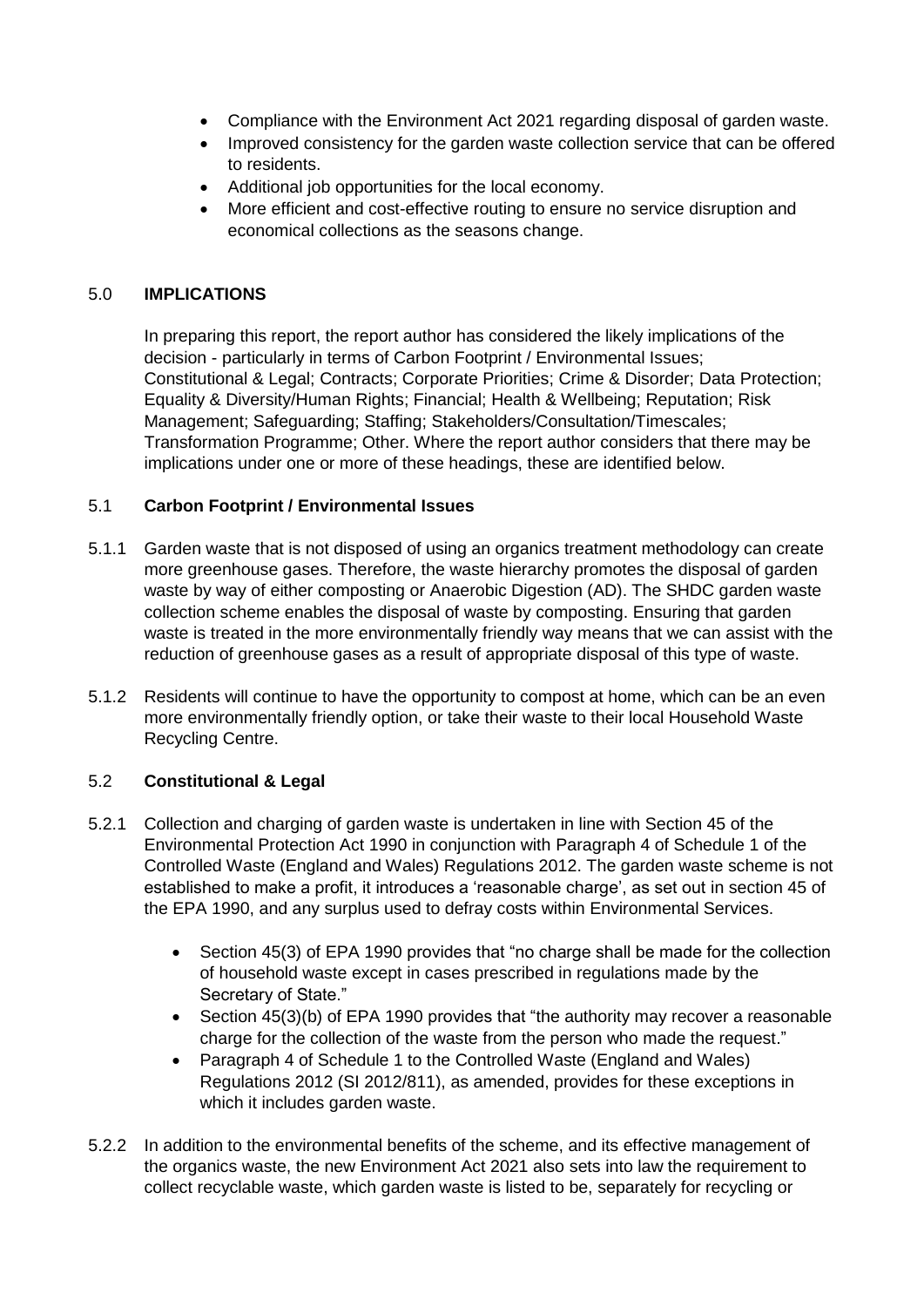- Compliance with the Environment Act 2021 regarding disposal of garden waste.
- Improved consistency for the garden waste collection service that can be offered to residents.
- Additional job opportunities for the local economy.
- More efficient and cost-effective routing to ensure no service disruption and economical collections as the seasons change.

## 5.0 IMPLICATIONS

In preparing this report, the report author has considered the likely implications of the decision - particularly in terms of Carbon Footprint / Environmental Issues; Constitutional & Legal; Contracts; Corporate Priorities; Crime & Disorder; Data Protection; Equality & Diversity/Human Rights; Financial; Health & Wellbeing; Reputation; Risk Management; Safeguarding; Staffing; Stakeholders/Consultation/Timescales; Transformation Programme; Other. Where the report author considers that there may be implications under one or more of these headings, these are identified below.

### 5.1 Carbon Footprint / Environmental Issues

5.1.1 Garden waste that is not disposed of using an organics treatment methodology can create more greenhouse gases. Therefore, the waste hierarchy promotes the disposal of garden waste by way of either composting or Anaerobic Digestion (AD). The SHDC garden waste collection scheme enables the disposal of waste by composting. Ensuring that garden waste is treated in the more environmentally friendly way means that we can assist with the reduction of greenhouse gases as a result of appropriate disposal of this type of waste.

5.1.2 Residents will continue to have the opportunity to compost at home, which can be an even more environmentally friendly option, or take their waste to their local Household Waste Recycling Centre.

### 5.2 Constitutional & Legal

5.2.1 Collection and charging of garden waste is undertaken in line with Section 45 of the Environmental Protection Act 1990 in conjunction with Paragraph 4 of Schedule 1 of the Controlled Waste (England and Wales) Regulations 2012. The garden waste scheme is not established to make a profit, it introduces a 'reasonable charge', as set out in section 45 of the EPA 1990, and any surplus used to defray costs within Environmental Services.

- Section 45(3) of EPA 1990 provides that "no charge shall be made for the collection of household waste except in cases prescribed in regulations made by the Secretary of State."
- Section 45(3)(b) of EPA 1990 provides that "the authority may recover a reasonable charge for the collection of the waste from the person who made the request."
- Paragraph 4 of Schedule 1 to the Controlled Waste (England and Wales) Regulations 2012 (SI 2012/811), as amended, provides for these exceptions in which it includes garden waste.

5.2.2 In addition to the environmental benefits of the scheme, and its effective management of the organics waste, the new Environment Act 2021 also sets into law the requirement to collect recyclable waste, which garden waste is listed to be, separately for recycling or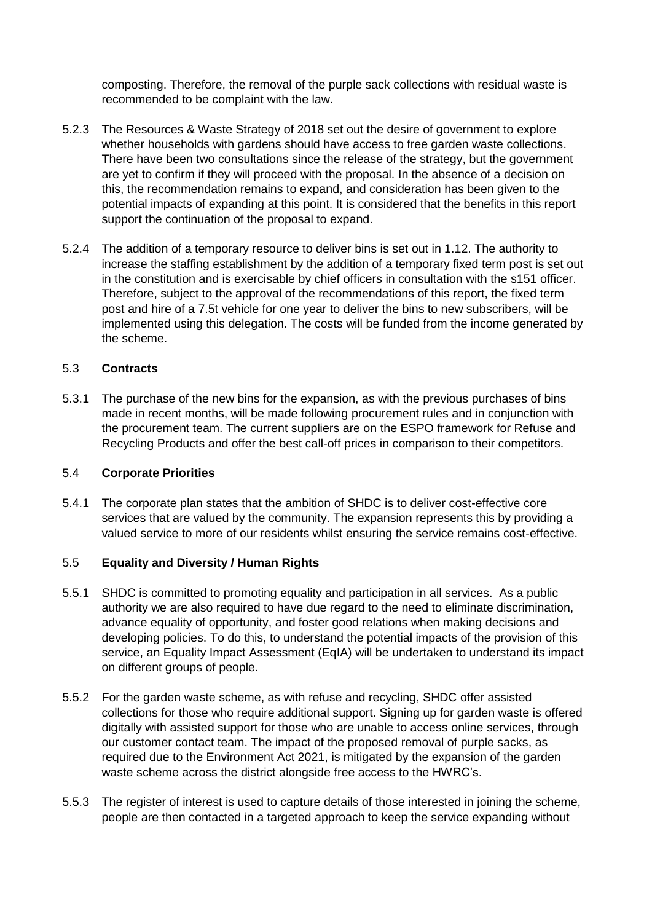composting. Therefore, the removal of the purple sack collections with residual waste is recommended to be complaint with the law.

5.2.3 The Resources & Waste Strategy of 2018 set out the desire of government to explore whether households with gardens should have access to free garden waste collections. There have been two consultations since the release of the strategy, but the government are yet to confirm if they will proceed with the proposal. In the absence of a decision on this, the recommendation remains to expand, and consideration has been given to the potential impacts of expanding at this point. It is considered that the benefits in this report support the continuation of the proposal to expand.

5.2.4 The addition of a temporary resource to deliver bins is set out in 1.12. The authority to increase the staffing establishment by the addition of a temporary fixed term post is set out in the constitution and is exercisable by chief officers in consultation with the s151 officer. Therefore, subject to the approval of the recommendations of this report, the fixed term post and hire of a 7.5t vehicle for one year to deliver the bins to new subscribers, will be implemented using this delegation. The costs will be funded from the income generated by the scheme.

## 5.3 Contracts

5.3.1 The purchase of the new bins for the expansion, as with the previous purchases of bins made in recent months, will be made following procurement rules and in conjunction with the procurement team. The current suppliers are on the ESPO framework for Refuse and Recycling Products and offer the best call-off prices in comparison to their competitors.

## 5.4 Corporate Priorities

5.4.1 The corporate plan states that the ambition of SHDC is to deliver cost-effective core services that are valued by the community. The expansion represents this by providing a valued service to more of our residents whilst ensuring the service remains cost-effective.

## 5.5 Equality and Diversity / Human Rights

5.5.1 SHDC is committed to promoting equality and participation in all services. As a public authority we are also required to have due regard to the need to eliminate discrimination, advance equality of opportunity, and foster good relations when making decisions and developing policies. To do this, to understand the potential impacts of the provision of this service, an Equality Impact Assessment (EqIA) will be undertaken to understand its impact on different groups of people.

5.5.2 For the garden waste scheme, as with refuse and recycling, SHDC offer assisted collections for those who require additional support. Signing up for garden waste is offered digitally with assisted support for those who are unable to access online services, through our customer contact team. The impact of the proposed removal of purple sacks, as required due to the Environment Act 2021, is mitigated by the expansion of the garden waste scheme across the district alongside free access to the HWRC's.

5.5.3 The register of interest is used to capture details of those interested in joining the scheme, people are then contacted in a targeted approach to keep the service expanding without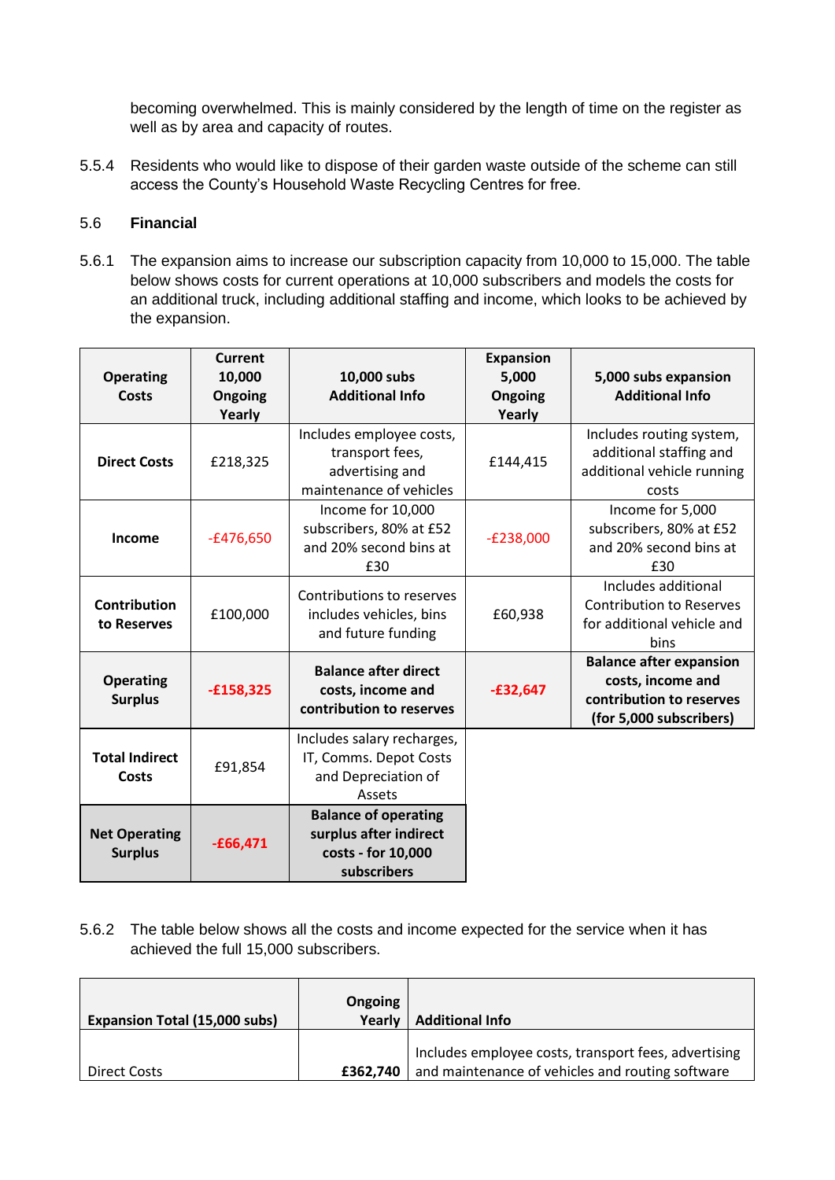becoming overwhelmed. This is mainly considered by the length of time on the register as well as by area and capacity of routes.

5.5.4 Residents who would like to dispose of their garden waste outside of the scheme can still access the County's Household Waste Recycling Centres for free.

## 5.6 Financial

5.6.1 The expansion aims to increase our subscription capacity from 10,000 to 15,000. The table below shows costs for current operations at 10,000 subscribers and models the costs for an additional truck, including additional staffing and income, which looks to be achieved by the expansion.

| Operating Costs | Current 10,000 Ongoing Yearly | 10,000 subs Additional Info | Expansion 5,000 Ongoing Yearly | 5,000 subs expansion Additional Info |
|---|---|---|---|---|
| **Direct Costs** | £218,325 | Includes employee costs, transport fees, advertising and maintenance of vehicles | £144,415 | Includes routing system, additional staffing and additional vehicle running costs |
| **Income** | -£476,650 | Income for 10,000 subscribers, 80% at £52 and 20% second bins at £30 | -£238,000 | Income for 5,000 subscribers, 80% at £52 and 20% second bins at £30 |
| **Contribution to Reserves** | £100,000 | Contributions to reserves includes vehicles, bins and future funding | £60,938 | Includes additional Contribution to Reserves for additional vehicle and bins |
| **Operating Surplus** | **-£158,325** | **Balance after direct costs, income and contribution to reserves** | **-£32,647** | **Balance after expansion costs, income and contribution to reserves (for 5,000 subscribers)** |
| **Total Indirect Costs** | £91,854 | Includes salary recharges, IT, Comms. Depot Costs and Depreciation of Assets | | |
| **Net Operating Surplus** | **-£66,471** | **Balance of operating surplus after indirect costs - for 10,000 subscribers** | | |

5.6.2 The table below shows all the costs and income expected for the service when it has achieved the full 15,000 subscribers.

| Expansion Total (15,000 subs) | Ongoing Yearly | Additional Info |
|---|---|---|
| Direct Costs | **£362,740** | Includes employee costs, transport fees, advertising and maintenance of vehicles and routing software |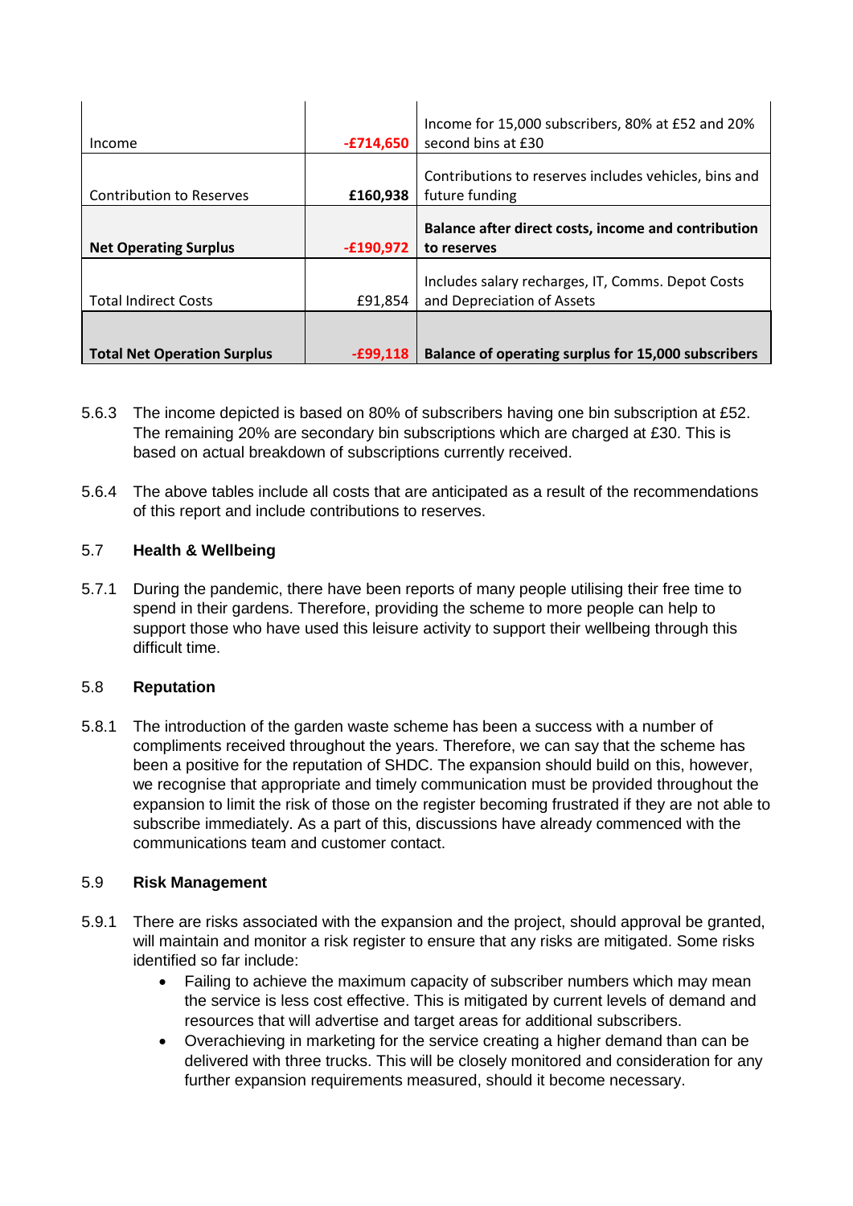| | | |
|---|---|---|
| Income | -£714,650 | Income for 15,000 subscribers, 80% at £52 and 20% second bins at £30 |
| Contribution to Reserves | £160,938 | Contributions to reserves includes vehicles, bins and future funding |
| **Net Operating Surplus** | **-£190,972** | **Balance after direct costs, income and contribution to reserves** |
| Total Indirect Costs | £91,854 | Includes salary recharges, IT, Comms. Depot Costs and Depreciation of Assets |
| **Total Net Operation Surplus** | **-£99,118** | **Balance of operating surplus for 15,000 subscribers** |

5.6.3 The income depicted is based on 80% of subscribers having one bin subscription at £52. The remaining 20% are secondary bin subscriptions which are charged at £30. This is based on actual breakdown of subscriptions currently received.

5.6.4 The above tables include all costs that are anticipated as a result of the recommendations of this report and include contributions to reserves.

### 5.7 Health & Wellbeing

5.7.1 During the pandemic, there have been reports of many people utilising their free time to spend in their gardens. Therefore, providing the scheme to more people can help to support those who have used this leisure activity to support their wellbeing through this difficult time.

### 5.8 Reputation

5.8.1 The introduction of the garden waste scheme has been a success with a number of compliments received throughout the years. Therefore, we can say that the scheme has been a positive for the reputation of SHDC. The expansion should build on this, however, we recognise that appropriate and timely communication must be provided throughout the expansion to limit the risk of those on the register becoming frustrated if they are not able to subscribe immediately. As a part of this, discussions have already commenced with the communications team and customer contact.

### 5.9 Risk Management

5.9.1 There are risks associated with the expansion and the project, should approval be granted, will maintain and monitor a risk register to ensure that any risks are mitigated. Some risks identified so far include:

- Failing to achieve the maximum capacity of subscriber numbers which may mean the service is less cost effective. This is mitigated by current levels of demand and resources that will advertise and target areas for additional subscribers.
- Overachieving in marketing for the service creating a higher demand than can be delivered with three trucks. This will be closely monitored and consideration for any further expansion requirements measured, should it become necessary.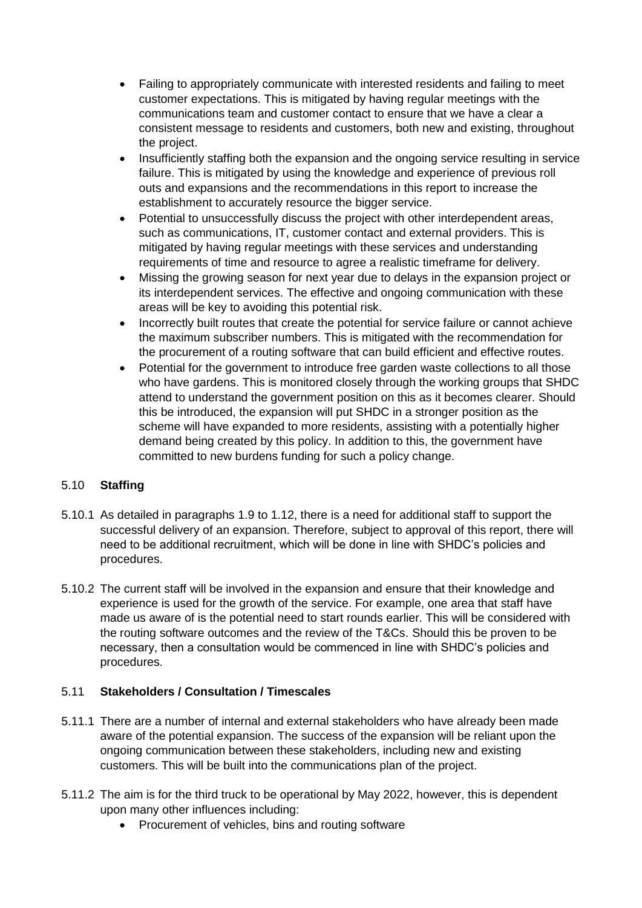- Failing to appropriately communicate with interested residents and failing to meet customer expectations. This is mitigated by having regular meetings with the communications team and customer contact to ensure that we have a clear a consistent message to residents and customers, both new and existing, throughout the project.
- Insufficiently staffing both the expansion and the ongoing service resulting in service failure. This is mitigated by using the knowledge and experience of previous roll outs and expansions and the recommendations in this report to increase the establishment to accurately resource the bigger service.
- Potential to unsuccessfully discuss the project with other interdependent areas, such as communications, IT, customer contact and external providers. This is mitigated by having regular meetings with these services and understanding requirements of time and resource to agree a realistic timeframe for delivery.
- Missing the growing season for next year due to delays in the expansion project or its interdependent services. The effective and ongoing communication with these areas will be key to avoiding this potential risk.
- Incorrectly built routes that create the potential for service failure or cannot achieve the maximum subscriber numbers. This is mitigated with the recommendation for the procurement of a routing software that can build efficient and effective routes.
- Potential for the government to introduce free garden waste collections to all those who have gardens. This is monitored closely through the working groups that SHDC attend to understand the government position on this as it becomes clearer. Should this be introduced, the expansion will put SHDC in a stronger position as the scheme will have expanded to more residents, assisting with a potentially higher demand being created by this policy. In addition to this, the government have committed to new burdens funding for such a policy change.

## 5.10 Staffing

5.10.1 As detailed in paragraphs 1.9 to 1.12, there is a need for additional staff to support the successful delivery of an expansion. Therefore, subject to approval of this report, there will need to be additional recruitment, which will be done in line with SHDC's policies and procedures.

5.10.2 The current staff will be involved in the expansion and ensure that their knowledge and experience is used for the growth of the service. For example, one area that staff have made us aware of is the potential need to start rounds earlier. This will be considered with the routing software outcomes and the review of the T&Cs. Should this be proven to be necessary, then a consultation would be commenced in line with SHDC's policies and procedures.

## 5.11 Stakeholders / Consultation / Timescales

5.11.1 There are a number of internal and external stakeholders who have already been made aware of the potential expansion. The success of the expansion will be reliant upon the ongoing communication between these stakeholders, including new and existing customers. This will be built into the communications plan of the project.

5.11.2 The aim is for the third truck to be operational by May 2022, however, this is dependent upon many other influences including:

- Procurement of vehicles, bins and routing software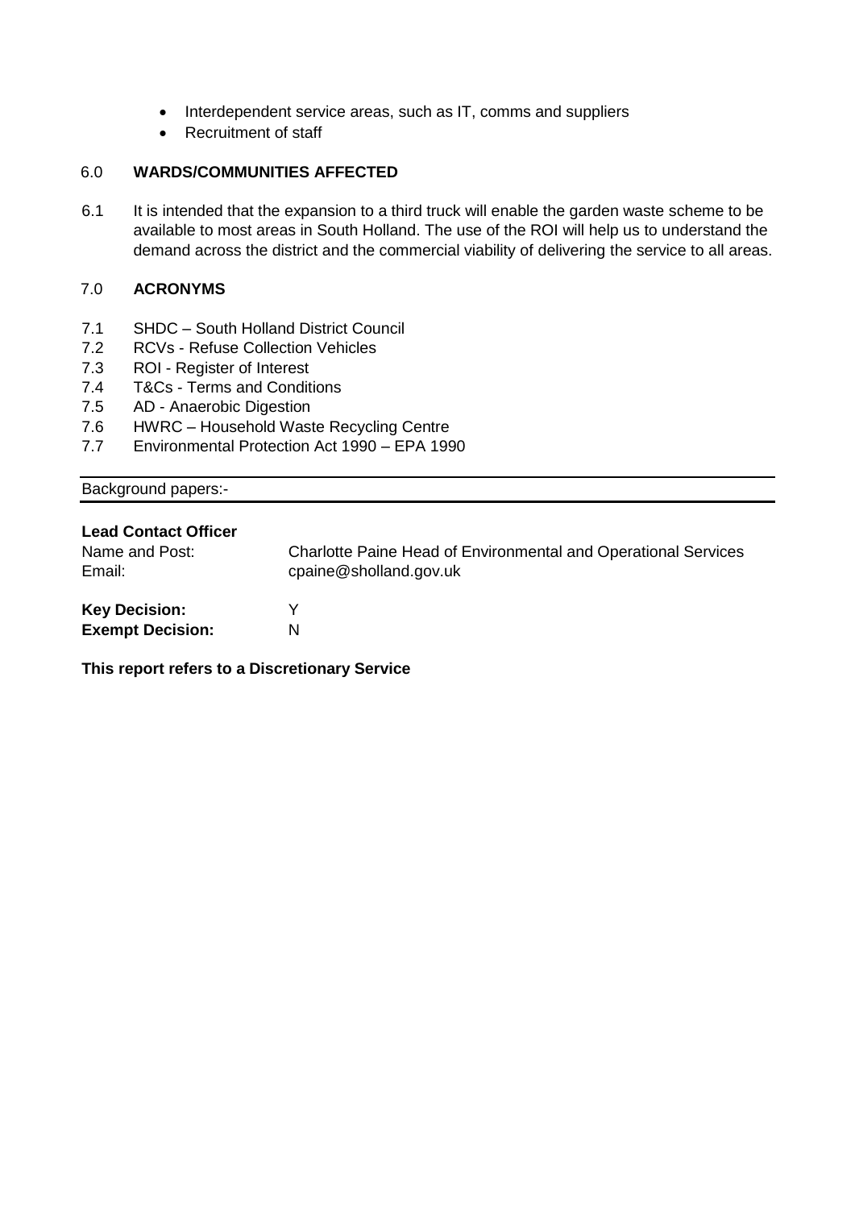- Interdependent service areas, such as IT, comms and suppliers
- Recruitment of staff

## 6.0 WARDS/COMMUNITIES AFFECTED

6.1 It is intended that the expansion to a third truck will enable the garden waste scheme to be available to most areas in South Holland. The use of the ROI will help us to understand the demand across the district and the commercial viability of delivering the service to all areas.

## 7.0 ACRONYMS

7.1 SHDC – South Holland District Council
7.2 RCVs - Refuse Collection Vehicles
7.3 ROI - Register of Interest
7.4 T&Cs - Terms and Conditions
7.5 AD - Anaerobic Digestion
7.6 HWRC – Household Waste Recycling Centre
7.7 Environmental Protection Act 1990 – EPA 1990

---

Background papers:-

---

**Lead Contact Officer**

| | |
|---|---|
| Name and Post: | Charlotte Paine Head of Environmental and Operational Services |
| Email: | cpaine@sholland.gov.uk |
| **Key Decision:** | Y |
| **Exempt Decision:** | N |

**This report refers to a Discretionary Service**